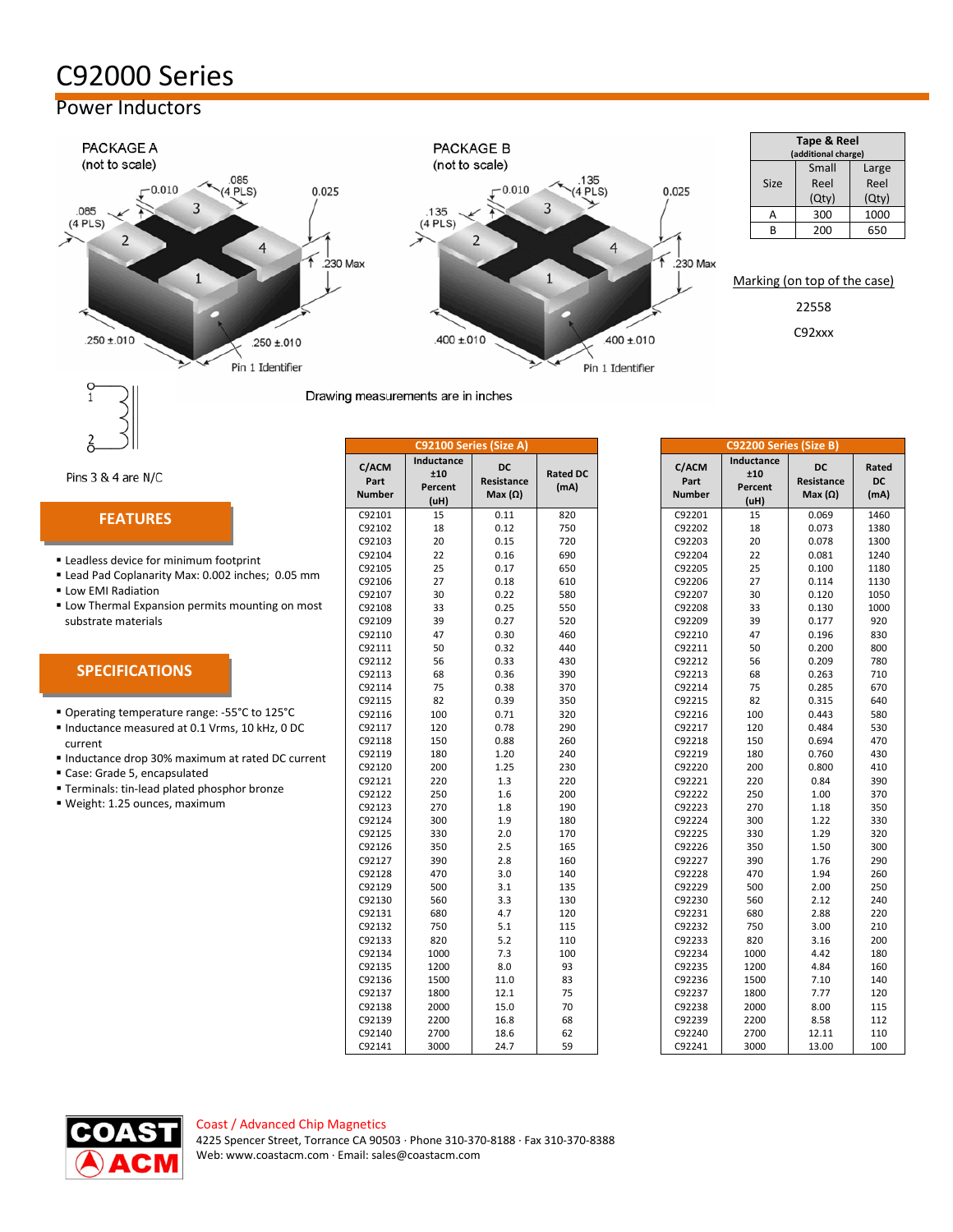# C92000 Series

## Power Inductors

PACKAGE A
(not to scale)

PACKAGE B
(not to scale)

Drawing measurements are in inches

| Tape & Reel (additional charge) | | |
|---|---|---|
| Size | Small Reel (Qty) | Large Reel (Qty) |
| A | 300 | 1000 |
| B | 200 | 650 |

Marking (on top of the case)

22558

C92xxx

Pins 3 & 4 are N/C

## FEATURES

- Leadless device for minimum footprint
- Lead Pad Coplanarity Max: 0.002 inches; 0.05 mm
- Low EMI Radiation
- Low Thermal Expansion permits mounting on most substrate materials

## SPECIFICATIONS

- Operating temperature range: -55°C to 125°C
- Inductance measured at 0.1 Vrms, 10 kHz, 0 DC current
- Inductance drop 30% maximum at rated DC current
- Case: Grade 5, encapsulated
- Terminals: tin-lead plated phosphor bronze
- Weight: 1.25 ounces, maximum

**C92100 Series (Size A)**

| C/ACM Part Number | Inductance ±10 Percent (uH) | DC Resistance Max (Ω) | Rated DC (mA) |
|---|---|---|---|
| C92101 | 15 | 0.11 | 820 |
| C92102 | 18 | 0.12 | 750 |
| C92103 | 20 | 0.15 | 720 |
| C92104 | 22 | 0.16 | 690 |
| C92105 | 25 | 0.17 | 650 |
| C92106 | 27 | 0.18 | 610 |
| C92107 | 30 | 0.22 | 580 |
| C92108 | 33 | 0.25 | 550 |
| C92109 | 39 | 0.27 | 520 |
| C92110 | 47 | 0.30 | 460 |
| C92111 | 50 | 0.32 | 440 |
| C92112 | 56 | 0.33 | 430 |
| C92113 | 68 | 0.36 | 390 |
| C92114 | 75 | 0.38 | 370 |
| C92115 | 82 | 0.39 | 350 |
| C92116 | 100 | 0.71 | 320 |
| C92117 | 120 | 0.78 | 290 |
| C92118 | 150 | 0.88 | 260 |
| C92119 | 180 | 1.20 | 240 |
| C92120 | 200 | 1.25 | 230 |
| C92121 | 220 | 1.3 | 220 |
| C92122 | 250 | 1.6 | 200 |
| C92123 | 270 | 1.8 | 190 |
| C92124 | 300 | 1.9 | 180 |
| C92125 | 330 | 2.0 | 170 |
| C92126 | 350 | 2.5 | 165 |
| C92127 | 390 | 2.8 | 160 |
| C92128 | 470 | 3.0 | 140 |
| C92129 | 500 | 3.1 | 135 |
| C92130 | 560 | 3.3 | 130 |
| C92131 | 680 | 4.7 | 120 |
| C92132 | 750 | 5.1 | 115 |
| C92133 | 820 | 5.2 | 110 |
| C92134 | 1000 | 7.3 | 100 |
| C92135 | 1200 | 8.0 | 93 |
| C92136 | 1500 | 11.0 | 83 |
| C92137 | 1800 | 12.1 | 75 |
| C92138 | 2000 | 15.0 | 70 |
| C92139 | 2200 | 16.8 | 68 |
| C92140 | 2700 | 18.6 | 62 |
| C92141 | 3000 | 24.7 | 59 |

**C92200 Series (Size B)**

| C/ACM Part Number | Inductance ±10 Percent (uH) | DC Resistance Max (Ω) | Rated DC (mA) |
|---|---|---|---|
| C92201 | 15 | 0.069 | 1460 |
| C92202 | 18 | 0.073 | 1380 |
| C92203 | 20 | 0.078 | 1300 |
| C92204 | 22 | 0.081 | 1240 |
| C92205 | 25 | 0.100 | 1180 |
| C92206 | 27 | 0.114 | 1130 |
| C92207 | 30 | 0.120 | 1050 |
| C92208 | 33 | 0.130 | 1000 |
| C92209 | 39 | 0.177 | 920 |
| C92210 | 47 | 0.196 | 830 |
| C92211 | 50 | 0.200 | 800 |
| C92212 | 56 | 0.209 | 780 |
| C92213 | 68 | 0.263 | 710 |
| C92214 | 75 | 0.285 | 670 |
| C92215 | 82 | 0.315 | 640 |
| C92216 | 100 | 0.443 | 580 |
| C92217 | 120 | 0.484 | 530 |
| C92218 | 150 | 0.694 | 470 |
| C92219 | 180 | 0.760 | 430 |
| C92220 | 200 | 0.800 | 410 |
| C92221 | 220 | 0.84 | 390 |
| C92222 | 250 | 1.00 | 370 |
| C92223 | 270 | 1.18 | 350 |
| C92224 | 300 | 1.22 | 330 |
| C92225 | 330 | 1.29 | 320 |
| C92226 | 350 | 1.50 | 300 |
| C92227 | 390 | 1.76 | 290 |
| C92228 | 470 | 1.94 | 260 |
| C92229 | 500 | 2.00 | 250 |
| C92230 | 560 | 2.12 | 240 |
| C92231 | 680 | 2.88 | 220 |
| C92232 | 750 | 3.00 | 210 |
| C92233 | 820 | 3.16 | 200 |
| C92234 | 1000 | 4.42 | 180 |
| C92235 | 1200 | 4.84 | 160 |
| C92236 | 1500 | 7.10 | 140 |
| C92237 | 1800 | 7.77 | 120 |
| C92238 | 2000 | 8.00 | 115 |
| C92239 | 2200 | 8.58 | 112 |
| C92240 | 2700 | 12.11 | 110 |
| C92241 | 3000 | 13.00 | 100 |

Coast / Advanced Chip Magnetics
4225 Spencer Street, Torrance CA 90503 · Phone 310-370-8188 · Fax 310-370-8388
Web: www.coastacm.com · Email: sales@coastacm.com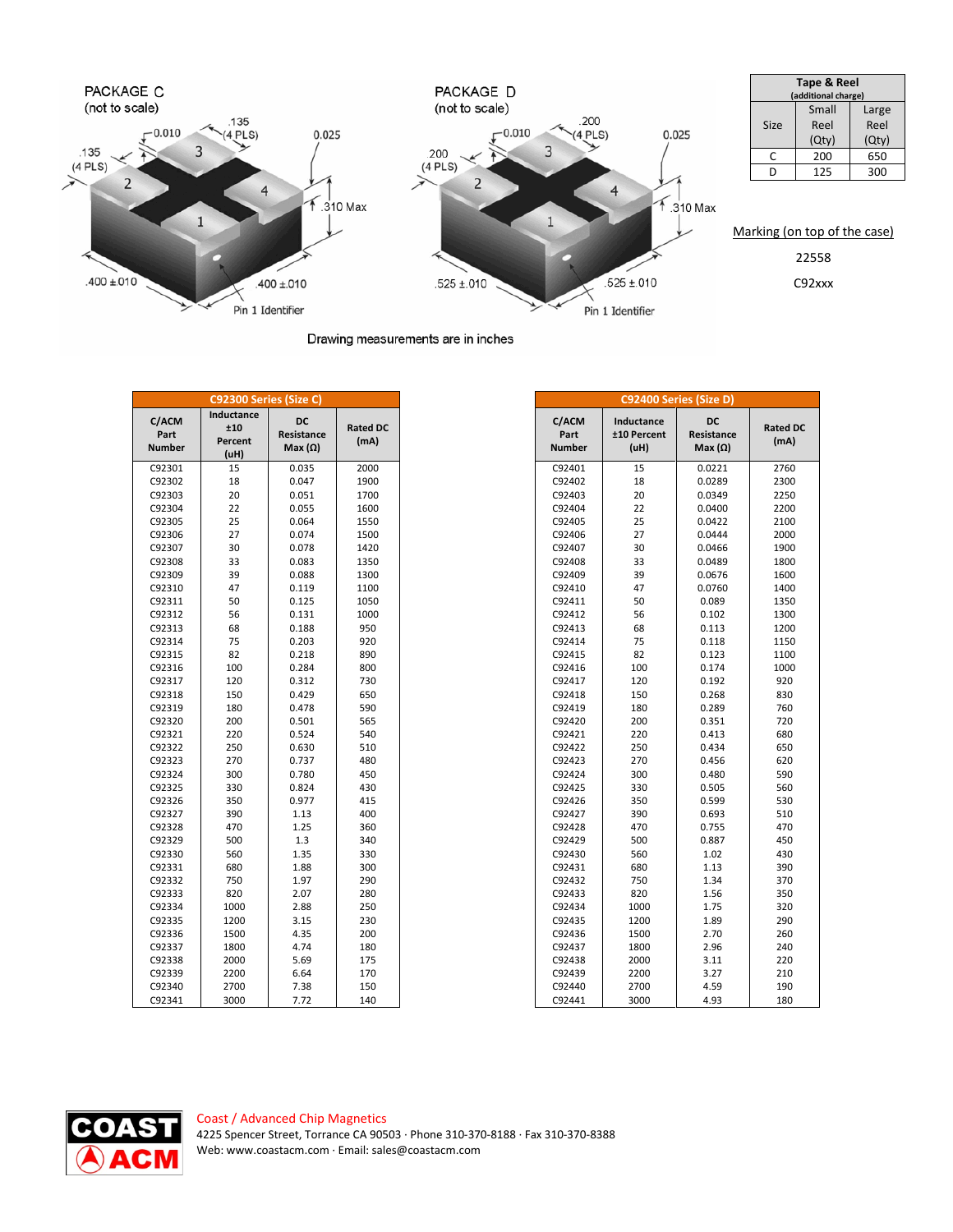PACKAGE C
(not to scale)

.135 (4 PLS)
0.010
.135 (4 PLS)
0.025
.310 Max
.400 ±.010
.400 ±.010
Pin 1 Identifier

PACKAGE D
(not to scale)

.200 (4 PLS)
0.010
.200 (4 PLS)
0.025
.310 Max
.525 ±.010
.525 ±.010
Pin 1 Identifier

Drawing measurements are in inches

| Tape & Reel (additional charge) | | |
|---|---|---|
| Size | Small Reel (Qty) | Large Reel (Qty) |
| C | 200 | 650 |
| D | 125 | 300 |

Marking (on top of the case)

22558

C92xxx

**C92300 Series (Size C)**

| C/ACM Part Number | Inductance ±10 Percent (uH) | DC Resistance Max (Ω) | Rated DC (mA) |
|---|---|---|---|
| C92301 | 15 | 0.035 | 2000 |
| C92302 | 18 | 0.047 | 1900 |
| C92303 | 20 | 0.051 | 1700 |
| C92304 | 22 | 0.055 | 1600 |
| C92305 | 25 | 0.064 | 1550 |
| C92306 | 27 | 0.074 | 1500 |
| C92307 | 30 | 0.078 | 1420 |
| C92308 | 33 | 0.083 | 1350 |
| C92309 | 39 | 0.088 | 1300 |
| C92310 | 47 | 0.119 | 1100 |
| C92311 | 50 | 0.125 | 1050 |
| C92312 | 56 | 0.131 | 1000 |
| C92313 | 68 | 0.188 | 950 |
| C92314 | 75 | 0.203 | 920 |
| C92315 | 82 | 0.218 | 890 |
| C92316 | 100 | 0.284 | 800 |
| C92317 | 120 | 0.312 | 730 |
| C92318 | 150 | 0.429 | 650 |
| C92319 | 180 | 0.478 | 590 |
| C92320 | 200 | 0.501 | 565 |
| C92321 | 220 | 0.524 | 540 |
| C92322 | 250 | 0.630 | 510 |
| C92323 | 270 | 0.737 | 480 |
| C92324 | 300 | 0.780 | 450 |
| C92325 | 330 | 0.824 | 430 |
| C92326 | 350 | 0.977 | 415 |
| C92327 | 390 | 1.13 | 400 |
| C92328 | 470 | 1.25 | 360 |
| C92329 | 500 | 1.3 | 340 |
| C92330 | 560 | 1.35 | 330 |
| C92331 | 680 | 1.88 | 300 |
| C92332 | 750 | 1.97 | 290 |
| C92333 | 820 | 2.07 | 280 |
| C92334 | 1000 | 2.88 | 250 |
| C92335 | 1200 | 3.15 | 230 |
| C92336 | 1500 | 4.35 | 200 |
| C92337 | 1800 | 4.74 | 180 |
| C92338 | 2000 | 5.69 | 175 |
| C92339 | 2200 | 6.64 | 170 |
| C92340 | 2700 | 7.38 | 150 |
| C92341 | 3000 | 7.72 | 140 |

**C92400 Series (Size D)**

| C/ACM Part Number | Inductance ±10 Percent (uH) | DC Resistance Max (Ω) | Rated DC (mA) |
|---|---|---|---|
| C92401 | 15 | 0.0221 | 2760 |
| C92402 | 18 | 0.0289 | 2300 |
| C92403 | 20 | 0.0349 | 2250 |
| C92404 | 22 | 0.0400 | 2200 |
| C92405 | 25 | 0.0422 | 2100 |
| C92406 | 27 | 0.0444 | 2000 |
| C92407 | 30 | 0.0466 | 1900 |
| C92408 | 33 | 0.0489 | 1800 |
| C92409 | 39 | 0.0676 | 1600 |
| C92410 | 47 | 0.0760 | 1400 |
| C92411 | 50 | 0.089 | 1350 |
| C92412 | 56 | 0.102 | 1300 |
| C92413 | 68 | 0.113 | 1200 |
| C92414 | 75 | 0.118 | 1150 |
| C92415 | 82 | 0.123 | 1100 |
| C92416 | 100 | 0.174 | 1000 |
| C92417 | 120 | 0.192 | 920 |
| C92418 | 150 | 0.268 | 830 |
| C92419 | 180 | 0.289 | 760 |
| C92420 | 200 | 0.351 | 720 |
| C92421 | 220 | 0.413 | 680 |
| C92422 | 250 | 0.434 | 650 |
| C92423 | 270 | 0.456 | 620 |
| C92424 | 300 | 0.480 | 590 |
| C92425 | 330 | 0.505 | 560 |
| C92426 | 350 | 0.599 | 530 |
| C92427 | 390 | 0.693 | 510 |
| C92428 | 470 | 0.755 | 470 |
| C92429 | 500 | 0.887 | 450 |
| C92430 | 560 | 1.02 | 430 |
| C92431 | 680 | 1.13 | 390 |
| C92432 | 750 | 1.34 | 370 |
| C92433 | 820 | 1.56 | 350 |
| C92434 | 1000 | 1.75 | 320 |
| C92435 | 1200 | 1.89 | 290 |
| C92436 | 1500 | 2.70 | 260 |
| C92437 | 1800 | 2.96 | 240 |
| C92438 | 2000 | 3.11 | 220 |
| C92439 | 2200 | 3.27 | 210 |
| C92440 | 2700 | 4.59 | 190 |
| C92441 | 3000 | 4.93 | 180 |

COAST ACM

Coast / Advanced Chip Magnetics
4225 Spencer Street, Torrance CA 90503 · Phone 310-370-8188 · Fax 310-370-8388
Web: www.coastacm.com · Email: sales@coastacm.com